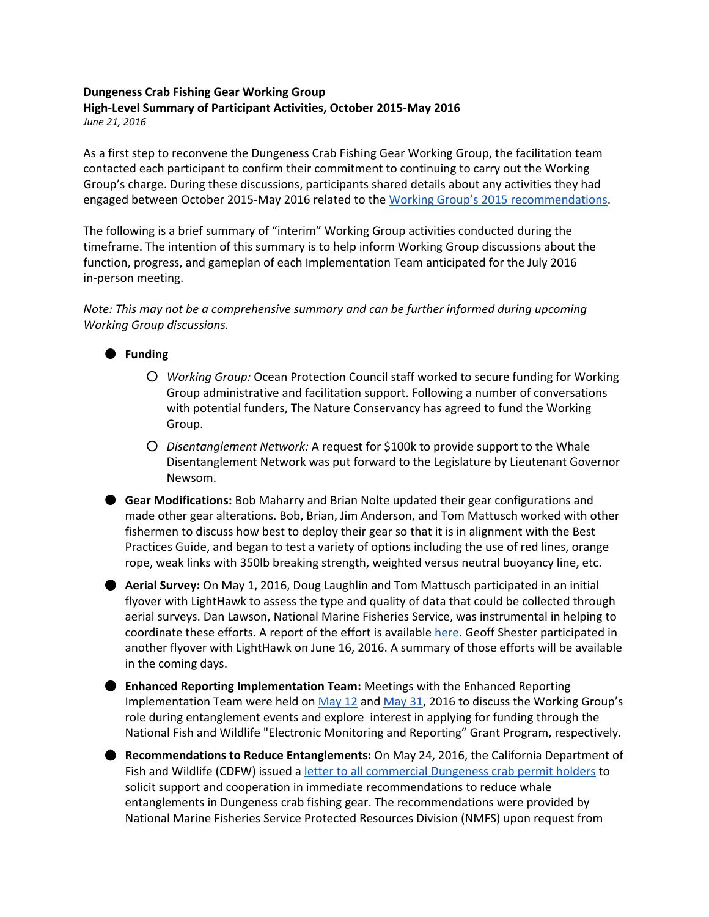**Dungeness Crab Fishing Gear Working Group**
**High-Level Summary of Participant Activities, October 2015-May 2016**
*June 21, 2016*

As a first step to reconvene the Dungeness Crab Fishing Gear Working Group, the facilitation team contacted each participant to confirm their commitment to continuing to carry out the Working Group's charge. During these discussions, participants shared details about any activities they had engaged between October 2015-May 2016 related to the Working Group's 2015 recommendations.

The following is a brief summary of "interim" Working Group activities conducted during the timeframe. The intention of this summary is to help inform Working Group discussions about the function, progress, and gameplan of each Implementation Team anticipated for the July 2016 in-person meeting.

*Note: This may not be a comprehensive summary and can be further informed during upcoming Working Group discussions.*

- **Funding**
  - *Working Group:* Ocean Protection Council staff worked to secure funding for Working Group administrative and facilitation support. Following a number of conversations with potential funders, The Nature Conservancy has agreed to fund the Working Group.
  - *Disentanglement Network:* A request for $100k to provide support to the Whale Disentanglement Network was put forward to the Legislature by Lieutenant Governor Newsom.
- **Gear Modifications:** Bob Maharry and Brian Nolte updated their gear configurations and made other gear alterations. Bob, Brian, Jim Anderson, and Tom Mattusch worked with other fishermen to discuss how best to deploy their gear so that it is in alignment with the Best Practices Guide, and began to test a variety of options including the use of red lines, orange rope, weak links with 350lb breaking strength, weighted versus neutral buoyancy line, etc.
- **Aerial Survey:** On May 1, 2016, Doug Laughlin and Tom Mattusch participated in an initial flyover with LightHawk to assess the type and quality of data that could be collected through aerial surveys. Dan Lawson, National Marine Fisheries Service, was instrumental in helping to coordinate these efforts. A report of the effort is available here. Geoff Shester participated in another flyover with LightHawk on June 16, 2016. A summary of those efforts will be available in the coming days.
- **Enhanced Reporting Implementation Team:** Meetings with the Enhanced Reporting Implementation Team were held on May 12 and May 31, 2016 to discuss the Working Group's role during entanglement events and explore interest in applying for funding through the National Fish and Wildlife "Electronic Monitoring and Reporting" Grant Program, respectively.
- **Recommendations to Reduce Entanglements:** On May 24, 2016, the California Department of Fish and Wildlife (CDFW) issued a letter to all commercial Dungeness crab permit holders to solicit support and cooperation in immediate recommendations to reduce whale entanglements in Dungeness crab fishing gear. The recommendations were provided by National Marine Fisheries Service Protected Resources Division (NMFS) upon request from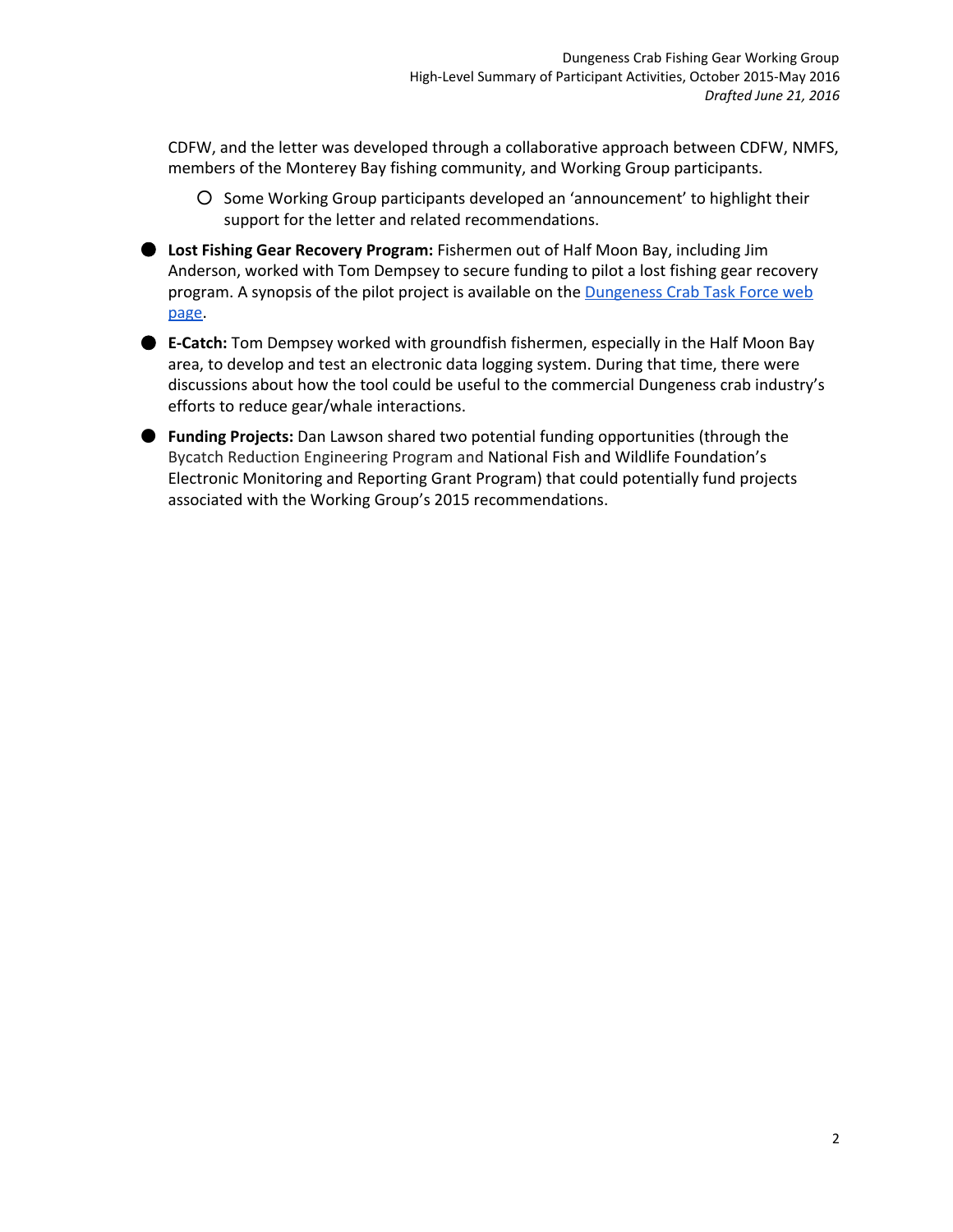CDFW, and the letter was developed through a collaborative approach between CDFW, NMFS, members of the Monterey Bay fishing community, and Working Group participants.

- Some Working Group participants developed an 'announcement' to highlight their support for the letter and related recommendations.

- **Lost Fishing Gear Recovery Program:** Fishermen out of Half Moon Bay, including Jim Anderson, worked with Tom Dempsey to secure funding to pilot a lost fishing gear recovery program. A synopsis of the pilot project is available on the [Dungeness Crab Task Force web page](#).
- **E-Catch:** Tom Dempsey worked with groundfish fishermen, especially in the Half Moon Bay area, to develop and test an electronic data logging system. During that time, there were discussions about how the tool could be useful to the commercial Dungeness crab industry's efforts to reduce gear/whale interactions.
- **Funding Projects:** Dan Lawson shared two potential funding opportunities (through the Bycatch Reduction Engineering Program and National Fish and Wildlife Foundation's Electronic Monitoring and Reporting Grant Program) that could potentially fund projects associated with the Working Group's 2015 recommendations.